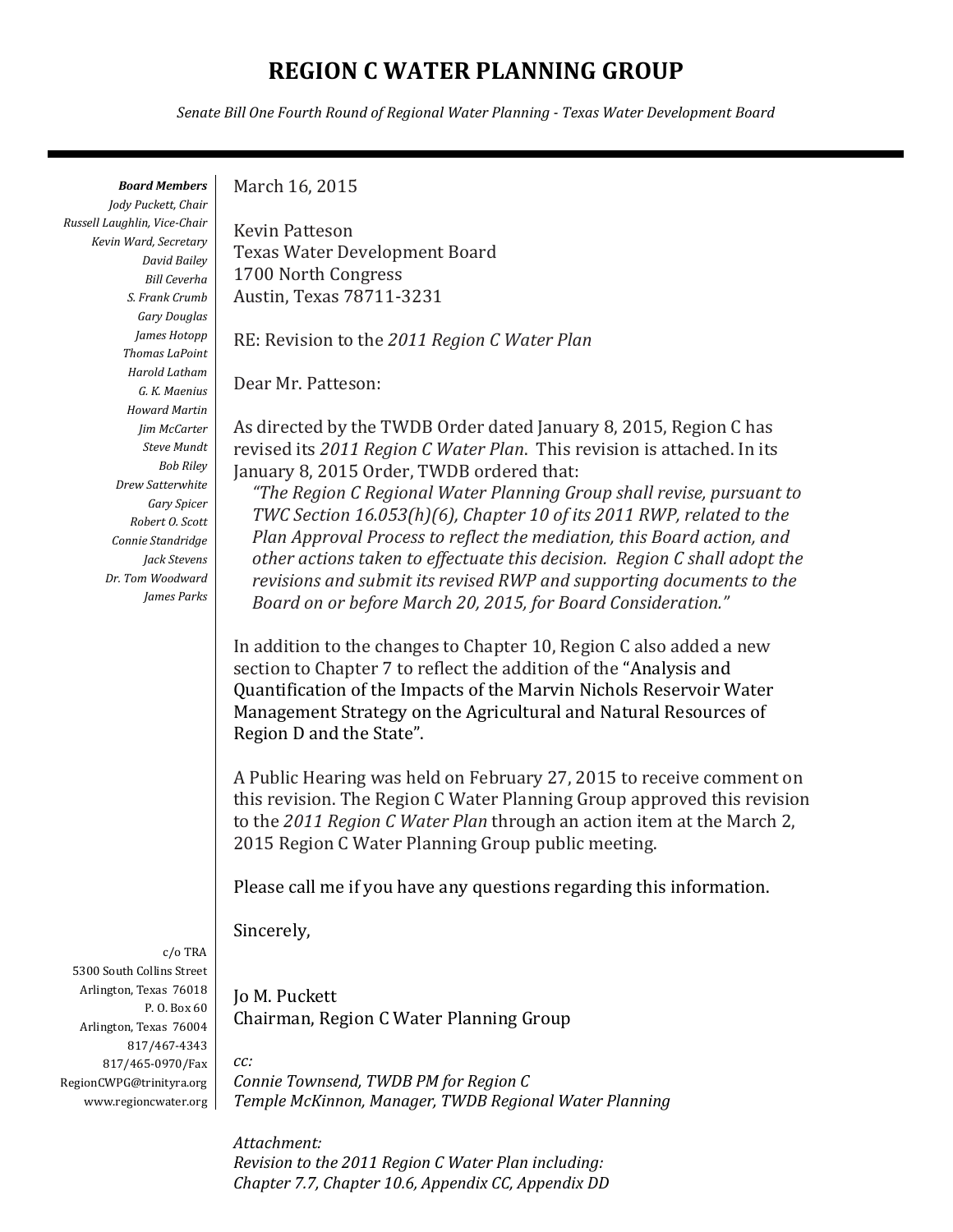# REGION C WATER PLANNING GROUP

*Senate Bill One Fourth Round of Regional Water Planning - Texas Water Development Board*

***Board Members***
*Jody Puckett, Chair*
*Russell Laughlin, Vice-Chair*
*Kevin Ward, Secretary*
*David Bailey*
*Bill Ceverha*
*S. Frank Crumb*
*Gary Douglas*
*James Hotopp*
*Thomas LaPoint*
*Harold Latham*
*G. K. Maenius*
*Howard Martin*
*Jim McCarter*
*Steve Mundt*
*Bob Riley*
*Drew Satterwhite*
*Gary Spicer*
*Robert O. Scott*
*Connie Standridge*
*Jack Stevens*
*Dr. Tom Woodward*
*James Parks*

c/o TRA
5300 South Collins Street
Arlington, Texas 76018
P. O. Box 60
Arlington, Texas 76004
817/467-4343
817/465-0970/Fax
RegionCWPG@trinityra.org
www.regioncwater.org

March 16, 2015

Kevin Patteson
Texas Water Development Board
1700 North Congress
Austin, Texas 78711-3231

RE: Revision to the *2011 Region C Water Plan*

Dear Mr. Patteson:

As directed by the TWDB Order dated January 8, 2015, Region C has revised its *2011 Region C Water Plan*. This revision is attached. In its January 8, 2015 Order, TWDB ordered that:

> *"The Region C Regional Water Planning Group shall revise, pursuant to TWC Section 16.053(h)(6), Chapter 10 of its 2011 RWP, related to the Plan Approval Process to reflect the mediation, this Board action, and other actions taken to effectuate this decision. Region C shall adopt the revisions and submit its revised RWP and supporting documents to the Board on or before March 20, 2015, for Board Consideration."*

In addition to the changes to Chapter 10, Region C also added a new section to Chapter 7 to reflect the addition of the "Analysis and Quantification of the Impacts of the Marvin Nichols Reservoir Water Management Strategy on the Agricultural and Natural Resources of Region D and the State".

A Public Hearing was held on February 27, 2015 to receive comment on this revision. The Region C Water Planning Group approved this revision to the *2011 Region C Water Plan* through an action item at the March 2, 2015 Region C Water Planning Group public meeting.

Please call me if you have any questions regarding this information.

Sincerely,

Jo M. Puckett
Chairman, Region C Water Planning Group

*cc:*
*Connie Townsend, TWDB PM for Region C*
*Temple McKinnon, Manager, TWDB Regional Water Planning*

*Attachment:*
*Revision to the 2011 Region C Water Plan including:*
*Chapter 7.7, Chapter 10.6, Appendix CC, Appendix DD*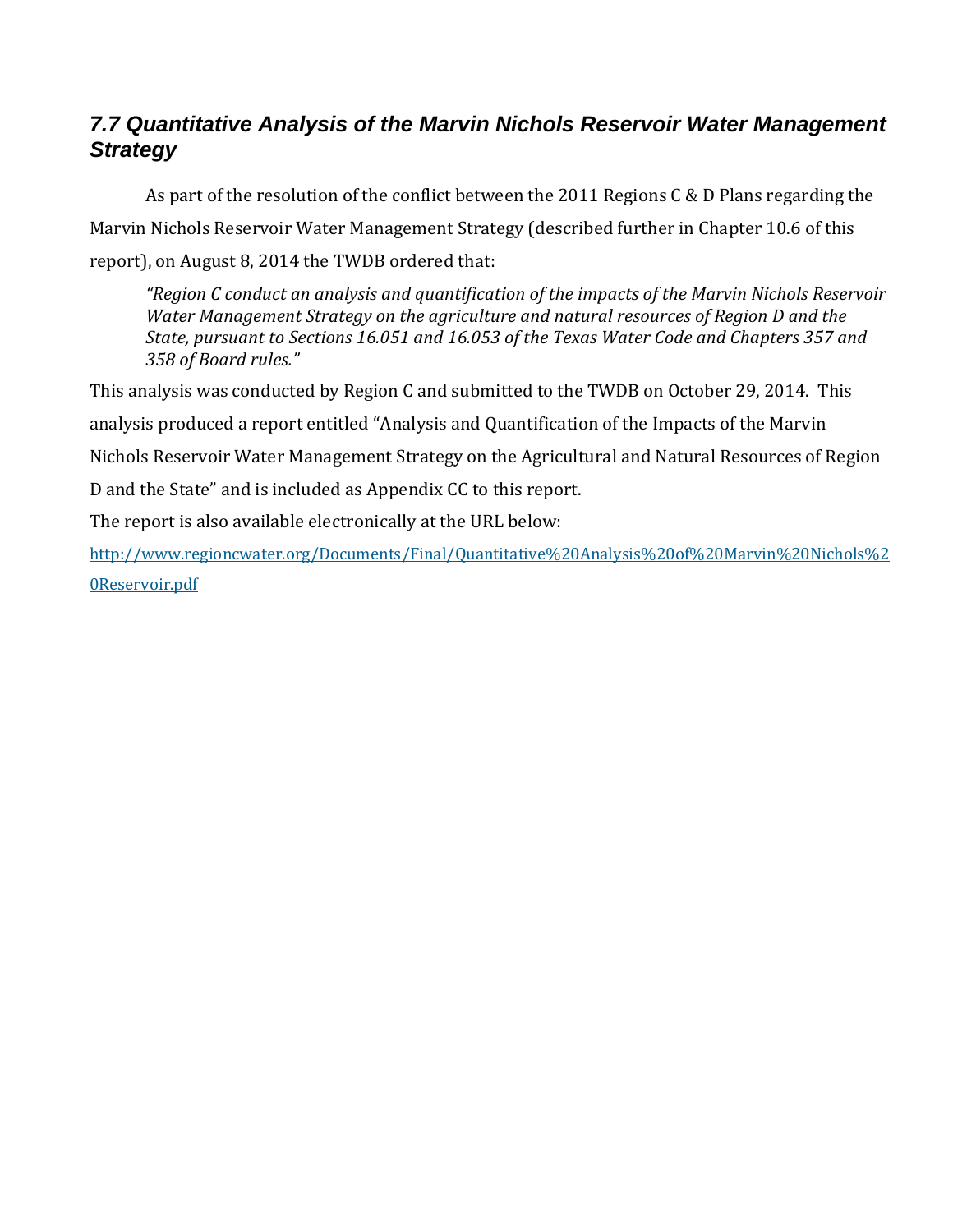## 7.7 Quantitative Analysis of the Marvin Nichols Reservoir Water Management Strategy

As part of the resolution of the conflict between the 2011 Regions C & D Plans regarding the Marvin Nichols Reservoir Water Management Strategy (described further in Chapter 10.6 of this report), on August 8, 2014 the TWDB ordered that:

> *"Region C conduct an analysis and quantification of the impacts of the Marvin Nichols Reservoir Water Management Strategy on the agriculture and natural resources of Region D and the State, pursuant to Sections 16.051 and 16.053 of the Texas Water Code and Chapters 357 and 358 of Board rules."*

This analysis was conducted by Region C and submitted to the TWDB on October 29, 2014. This analysis produced a report entitled "Analysis and Quantification of the Impacts of the Marvin Nichols Reservoir Water Management Strategy on the Agricultural and Natural Resources of Region D and the State" and is included as Appendix CC to this report.

The report is also available electronically at the URL below:

http://www.regioncwater.org/Documents/Final/Quantitative%20Analysis%20of%20Marvin%20Nichols%20Reservoir.pdf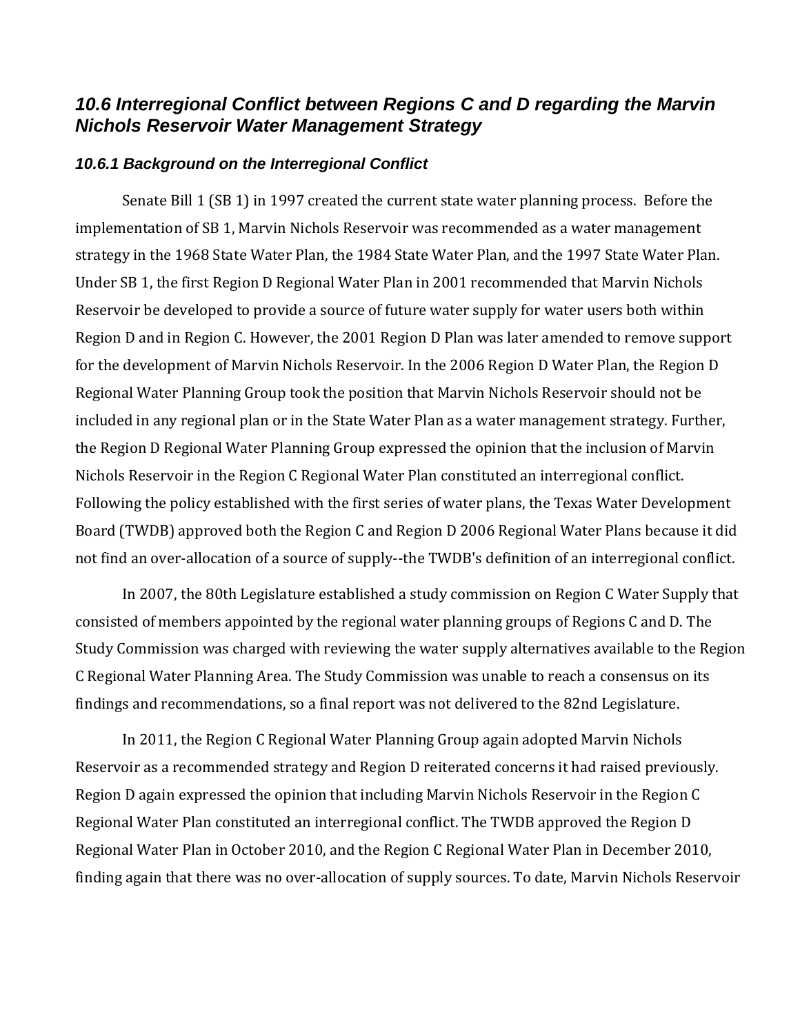## *10.6 Interregional Conflict between Regions C and D regarding the Marvin Nichols Reservoir Water Management Strategy*

### *10.6.1 Background on the Interregional Conflict*

Senate Bill 1 (SB 1) in 1997 created the current state water planning process. Before the implementation of SB 1, Marvin Nichols Reservoir was recommended as a water management strategy in the 1968 State Water Plan, the 1984 State Water Plan, and the 1997 State Water Plan. Under SB 1, the first Region D Regional Water Plan in 2001 recommended that Marvin Nichols Reservoir be developed to provide a source of future water supply for water users both within Region D and in Region C. However, the 2001 Region D Plan was later amended to remove support for the development of Marvin Nichols Reservoir. In the 2006 Region D Water Plan, the Region D Regional Water Planning Group took the position that Marvin Nichols Reservoir should not be included in any regional plan or in the State Water Plan as a water management strategy. Further, the Region D Regional Water Planning Group expressed the opinion that the inclusion of Marvin Nichols Reservoir in the Region C Regional Water Plan constituted an interregional conflict. Following the policy established with the first series of water plans, the Texas Water Development Board (TWDB) approved both the Region C and Region D 2006 Regional Water Plans because it did not find an over-allocation of a source of supply--the TWDB's definition of an interregional conflict.

In 2007, the 80th Legislature established a study commission on Region C Water Supply that consisted of members appointed by the regional water planning groups of Regions C and D. The Study Commission was charged with reviewing the water supply alternatives available to the Region C Regional Water Planning Area. The Study Commission was unable to reach a consensus on its findings and recommendations, so a final report was not delivered to the 82nd Legislature.

In 2011, the Region C Regional Water Planning Group again adopted Marvin Nichols Reservoir as a recommended strategy and Region D reiterated concerns it had raised previously. Region D again expressed the opinion that including Marvin Nichols Reservoir in the Region C Regional Water Plan constituted an interregional conflict. The TWDB approved the Region D Regional Water Plan in October 2010, and the Region C Regional Water Plan in December 2010, finding again that there was no over-allocation of supply sources. To date, Marvin Nichols Reservoir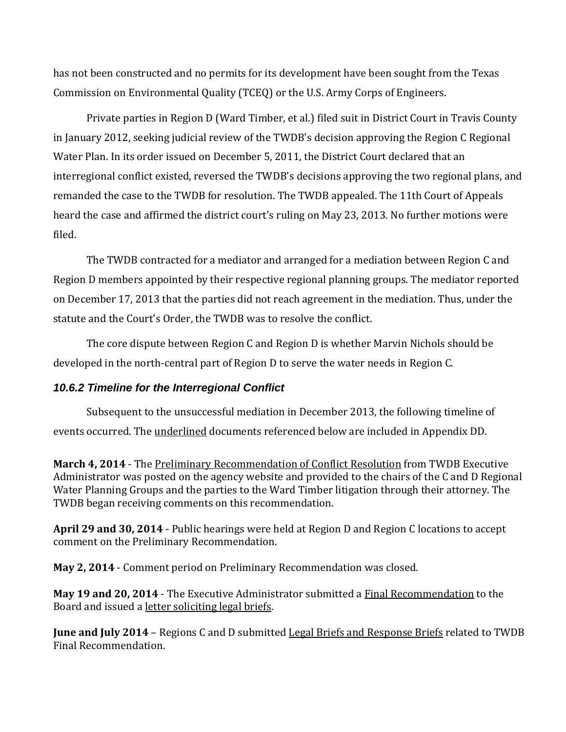has not been constructed and no permits for its development have been sought from the Texas Commission on Environmental Quality (TCEQ) or the U.S. Army Corps of Engineers.

Private parties in Region D (Ward Timber, et al.) filed suit in District Court in Travis County in January 2012, seeking judicial review of the TWDB's decision approving the Region C Regional Water Plan. In its order issued on December 5, 2011, the District Court declared that an interregional conflict existed, reversed the TWDB's decisions approving the two regional plans, and remanded the case to the TWDB for resolution. The TWDB appealed. The 11th Court of Appeals heard the case and affirmed the district court's ruling on May 23, 2013. No further motions were filed.

The TWDB contracted for a mediator and arranged for a mediation between Region C and Region D members appointed by their respective regional planning groups. The mediator reported on December 17, 2013 that the parties did not reach agreement in the mediation. Thus, under the statute and the Court's Order, the TWDB was to resolve the conflict.

The core dispute between Region C and Region D is whether Marvin Nichols should be developed in the north-central part of Region D to serve the water needs in Region C.

### *10.6.2 Timeline for the Interregional Conflict*

Subsequent to the unsuccessful mediation in December 2013, the following timeline of events occurred. The underlined documents referenced below are included in Appendix DD.

**March 4, 2014** - The Preliminary Recommendation of Conflict Resolution from TWDB Executive Administrator was posted on the agency website and provided to the chairs of the C and D Regional Water Planning Groups and the parties to the Ward Timber litigation through their attorney. The TWDB began receiving comments on this recommendation.

**April 29 and 30, 2014** - Public hearings were held at Region D and Region C locations to accept comment on the Preliminary Recommendation.

**May 2, 2014** - Comment period on Preliminary Recommendation was closed.

**May 19 and 20, 2014** - The Executive Administrator submitted a Final Recommendation to the Board and issued a letter soliciting legal briefs.

**June and July 2014** – Regions C and D submitted Legal Briefs and Response Briefs related to TWDB Final Recommendation.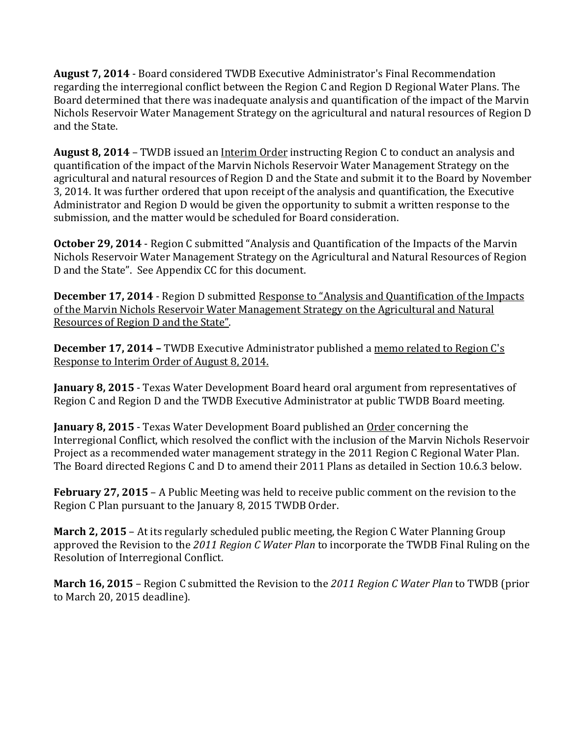**August 7, 2014** - Board considered TWDB Executive Administrator's Final Recommendation regarding the interregional conflict between the Region C and Region D Regional Water Plans. The Board determined that there was inadequate analysis and quantification of the impact of the Marvin Nichols Reservoir Water Management Strategy on the agricultural and natural resources of Region D and the State.

**August 8, 2014** – TWDB issued an Interim Order instructing Region C to conduct an analysis and quantification of the impact of the Marvin Nichols Reservoir Water Management Strategy on the agricultural and natural resources of Region D and the State and submit it to the Board by November 3, 2014. It was further ordered that upon receipt of the analysis and quantification, the Executive Administrator and Region D would be given the opportunity to submit a written response to the submission, and the matter would be scheduled for Board consideration.

**October 29, 2014** - Region C submitted "Analysis and Quantification of the Impacts of the Marvin Nichols Reservoir Water Management Strategy on the Agricultural and Natural Resources of Region D and the State". See Appendix CC for this document.

**December 17, 2014** - Region D submitted Response to "Analysis and Quantification of the Impacts of the Marvin Nichols Reservoir Water Management Strategy on the Agricultural and Natural Resources of Region D and the State".

**December 17, 2014 –** TWDB Executive Administrator published a memo related to Region C's Response to Interim Order of August 8, 2014.

**January 8, 2015** - Texas Water Development Board heard oral argument from representatives of Region C and Region D and the TWDB Executive Administrator at public TWDB Board meeting.

**January 8, 2015** - Texas Water Development Board published an Order concerning the Interregional Conflict, which resolved the conflict with the inclusion of the Marvin Nichols Reservoir Project as a recommended water management strategy in the 2011 Region C Regional Water Plan. The Board directed Regions C and D to amend their 2011 Plans as detailed in Section 10.6.3 below.

**February 27, 2015** – A Public Meeting was held to receive public comment on the revision to the Region C Plan pursuant to the January 8, 2015 TWDB Order.

**March 2, 2015** – At its regularly scheduled public meeting, the Region C Water Planning Group approved the Revision to the *2011 Region C Water Plan* to incorporate the TWDB Final Ruling on the Resolution of Interregional Conflict.

**March 16, 2015** – Region C submitted the Revision to the *2011 Region C Water Plan* to TWDB (prior to March 20, 2015 deadline).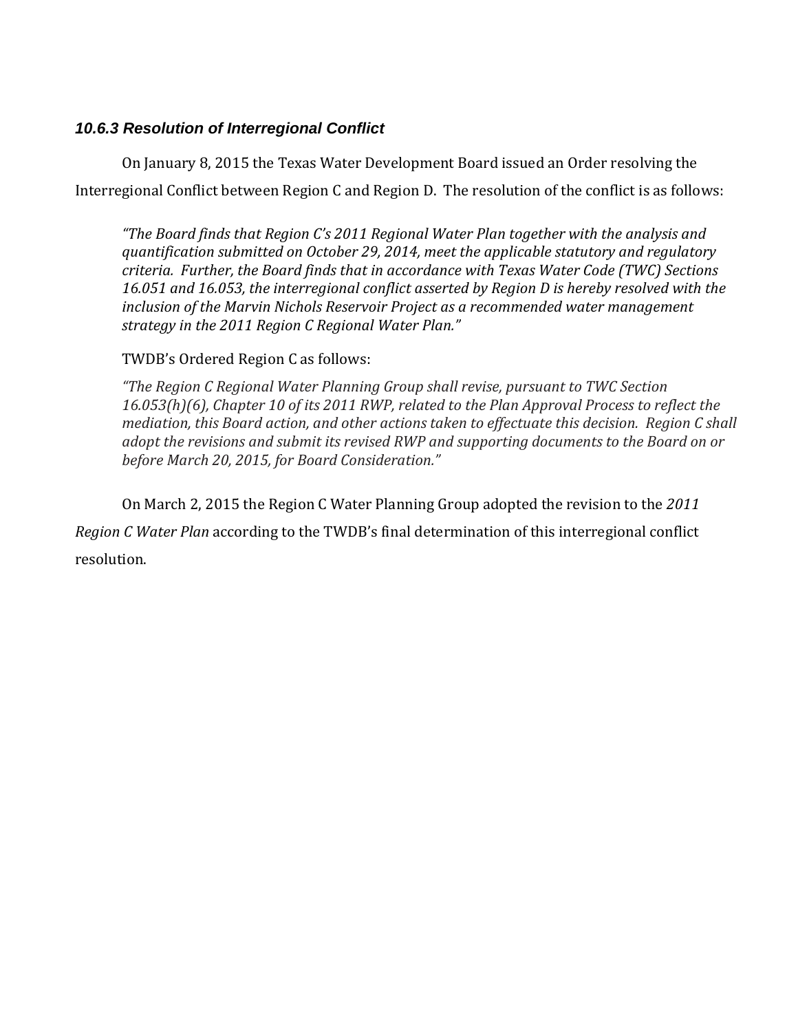### *10.6.3 Resolution of Interregional Conflict*

On January 8, 2015 the Texas Water Development Board issued an Order resolving the Interregional Conflict between Region C and Region D. The resolution of the conflict is as follows:

> *"The Board finds that Region C's 2011 Regional Water Plan together with the analysis and quantification submitted on October 29, 2014, meet the applicable statutory and regulatory criteria. Further, the Board finds that in accordance with Texas Water Code (TWC) Sections 16.051 and 16.053, the interregional conflict asserted by Region D is hereby resolved with the inclusion of the Marvin Nichols Reservoir Project as a recommended water management strategy in the 2011 Region C Regional Water Plan."*
>
> TWDB's Ordered Region C as follows:
>
> *"The Region C Regional Water Planning Group shall revise, pursuant to TWC Section 16.053(h)(6), Chapter 10 of its 2011 RWP, related to the Plan Approval Process to reflect the mediation, this Board action, and other actions taken to effectuate this decision. Region C shall adopt the revisions and submit its revised RWP and supporting documents to the Board on or before March 20, 2015, for Board Consideration."*

On March 2, 2015 the Region C Water Planning Group adopted the revision to the *2011 Region C Water Plan* according to the TWDB's final determination of this interregional conflict resolution.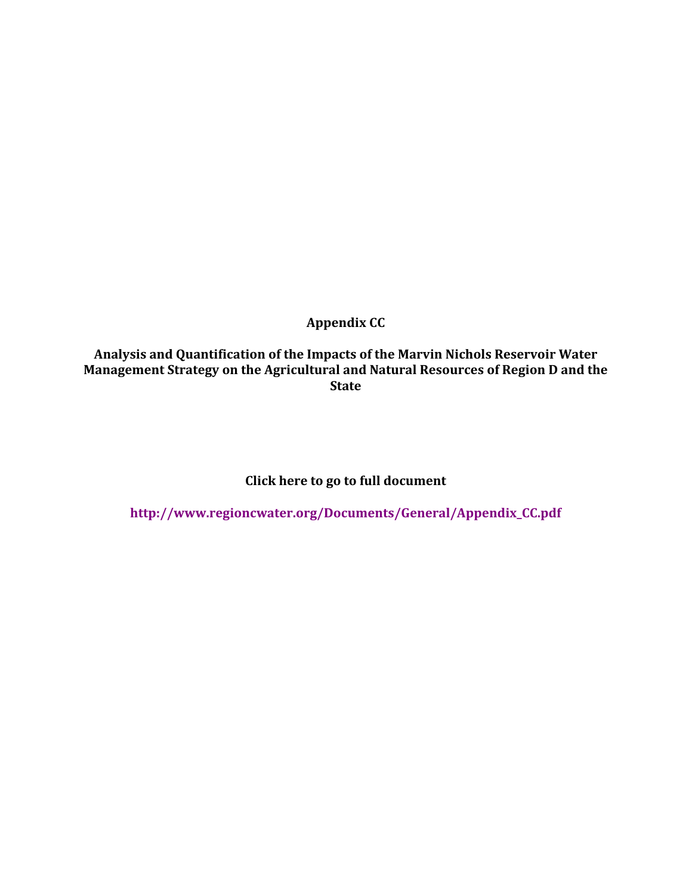**Appendix CC**

**Analysis and Quantification of the Impacts of the Marvin Nichols Reservoir Water Management Strategy on the Agricultural and Natural Resources of Region D and the State**

**Click here to go to full document**

**http://www.regioncwater.org/Documents/General/Appendix_CC.pdf**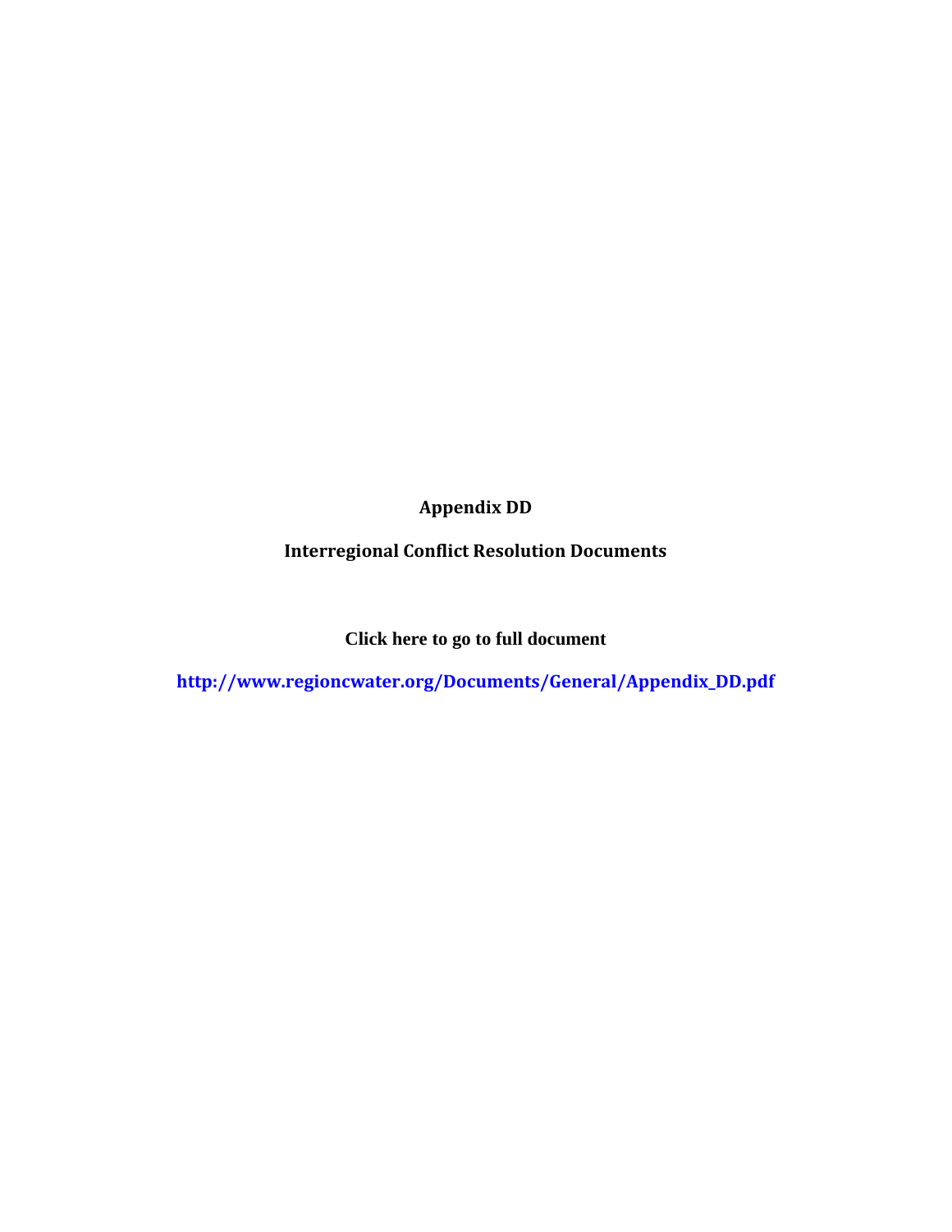# Appendix DD

## Interregional Conflict Resolution Documents

**Click here to go to full document**

**http://www.regioncwater.org/Documents/General/Appendix_DD.pdf**